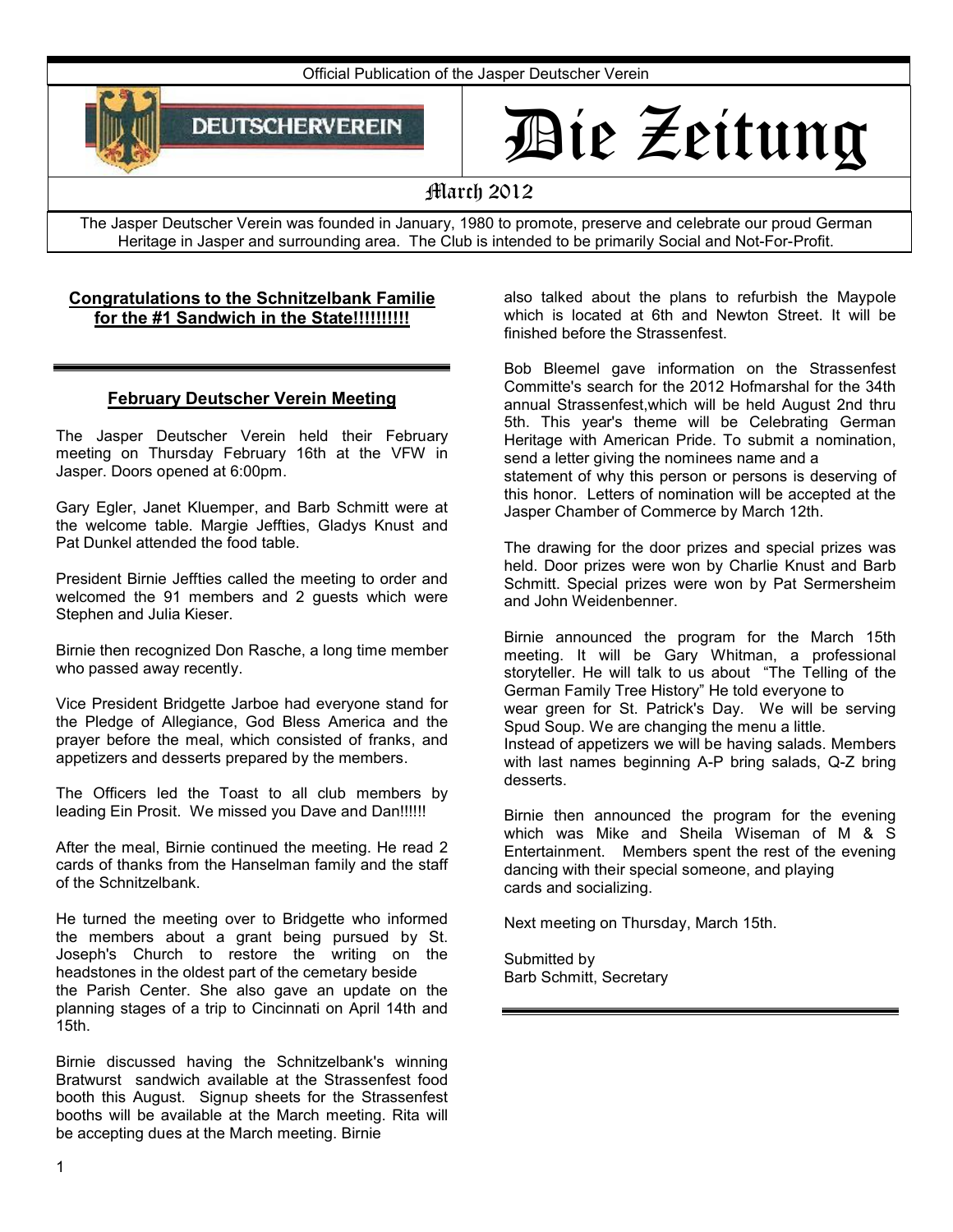Official Publication of the Jasper Deutscher Verein

DEUTSCHERVEREIN

# Die Zeitung

March 2012

The Jasper Deutscher Verein was founded in January, 1980 to promote, preserve and celebrate our proud German Heritage in Jasper and surrounding area. The Club is intended to be primarily Social and Not-For-Profit.

**Congratulations to the Schnitzelbank Familie for the #1 Sandwich in the State!!!!!!!!!!**

## February Deutscher Verein Meeting

The Jasper Deutscher Verein held their February meeting on Thursday February 16th at the VFW in Jasper. Doors opened at 6:00pm.

Gary Egler, Janet Kluemper, and Barb Schmitt were at the welcome table. Margie Jeffties, Gladys Knust and Pat Dunkel attended the food table.

President Birnie Jeffties called the meeting to order and welcomed the 91 members and 2 guests which were Stephen and Julia Kieser.

Birnie then recognized Don Rasche, a long time member who passed away recently.

Vice President Bridgette Jarboe had everyone stand for the Pledge of Allegiance, God Bless America and the prayer before the meal, which consisted of franks, and appetizers and desserts prepared by the members.

The Officers led the Toast to all club members by leading Ein Prosit. We missed you Dave and Dan!!!!!!

After the meal, Birnie continued the meeting. He read 2 cards of thanks from the Hanselman family and the staff of the Schnitzelbank.

He turned the meeting over to Bridgette who informed the members about a grant being pursued by St. Joseph's Church to restore the writing on the headstones in the oldest part of the cemetary beside the Parish Center. She also gave an update on the planning stages of a trip to Cincinnati on April 14th and 15th.

Birnie discussed having the Schnitzelbank's winning Bratwurst sandwich available at the Strassenfest food booth this August. Signup sheets for the Strassenfest booths will be available at the March meeting. Rita will be accepting dues at the March meeting. Birnie also talked about the plans to refurbish the Maypole which is located at 6th and Newton Street. It will be finished before the Strassenfest.

Bob Bleemel gave information on the Strassenfest Committe's search for the 2012 Hofmarshal for the 34th annual Strassenfest,which will be held August 2nd thru 5th. This year's theme will be Celebrating German Heritage with American Pride. To submit a nomination, send a letter giving the nominees name and a statement of why this person or persons is deserving of this honor. Letters of nomination will be accepted at the Jasper Chamber of Commerce by March 12th.

The drawing for the door prizes and special prizes was held. Door prizes were won by Charlie Knust and Barb Schmitt. Special prizes were won by Pat Sermersheim and John Weidenbenner.

Birnie announced the program for the March 15th meeting. It will be Gary Whitman, a professional storyteller. He will talk to us about "The Telling of the German Family Tree History" He told everyone to wear green for St. Patrick's Day. We will be serving Spud Soup. We are changing the menu a little. Instead of appetizers we will be having salads. Members with last names beginning A-P bring salads, Q-Z bring desserts.

Birnie then announced the program for the evening which was Mike and Sheila Wiseman of M & S Entertainment. Members spent the rest of the evening dancing with their special someone, and playing cards and socializing.

Next meeting on Thursday, March 15th.

Submitted by
Barb Schmitt, Secretary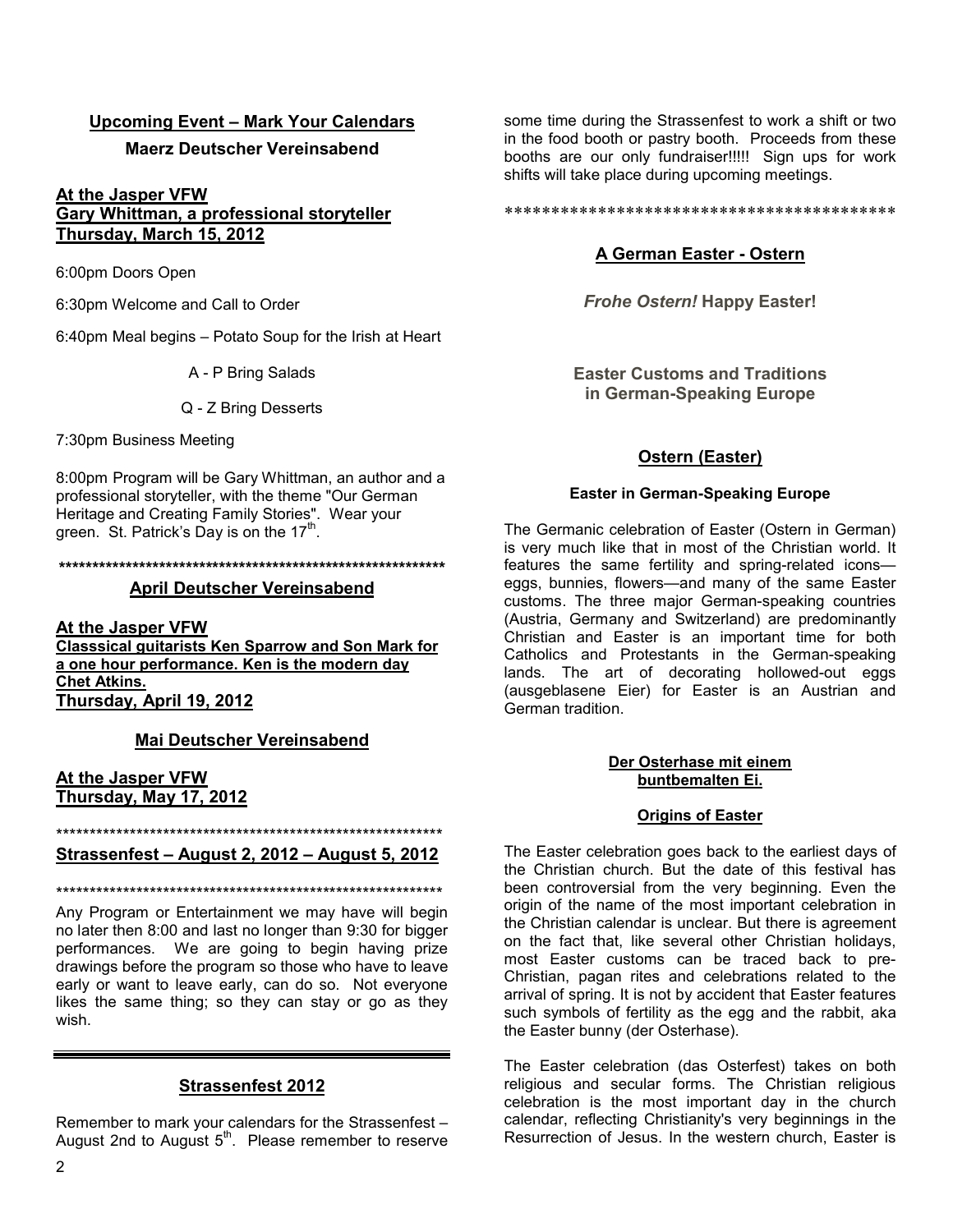## Upcoming Event – Mark Your Calendars

### Maerz Deutscher Vereinsabend

**At the Jasper VFW**
**Gary Whittman, a professional storyteller**
**Thursday, March 15, 2012**

6:00pm Doors Open

6:30pm Welcome and Call to Order

6:40pm Meal begins – Potato Soup for the Irish at Heart

A - P Bring Salads

Q - Z Bring Desserts

7:30pm Business Meeting

8:00pm Program will be Gary Whittman, an author and a professional storyteller, with the theme "Our German Heritage and Creating Family Stories". Wear your green. St. Patrick's Day is on the 17th.

**\*\*\*\*\*\*\*\*\*\*\*\*\*\*\*\*\*\*\*\*\*\*\*\*\*\*\*\*\*\*\*\*\*\*\*\*\*\*\*\*\*\*\*\*\*\*\*\*\*\*\*\*\*\*\*\*\*\*\*\*\*\***

## April Deutscher Vereinsabend

**At the Jasper VFW**
**Classsical guitarists Ken Sparrow and Son Mark for a one hour performance. Ken is the modern day Chet Atkins.**
**Thursday, April 19, 2012**

## Mai Deutscher Vereinsabend

**At the Jasper VFW**
**Thursday, May 17, 2012**

\*\*\*\*\*\*\*\*\*\*\*\*\*\*\*\*\*\*\*\*\*\*\*\*\*\*\*\*\*\*\*\*\*\*\*\*\*\*\*\*\*\*\*\*\*\*\*\*\*\*\*\*\*\*\*\*\*\*\*\*\*\*

**Strassenfest – August 2, 2012 – August 5, 2012**

\*\*\*\*\*\*\*\*\*\*\*\*\*\*\*\*\*\*\*\*\*\*\*\*\*\*\*\*\*\*\*\*\*\*\*\*\*\*\*\*\*\*\*\*\*\*\*\*\*\*\*\*\*\*\*\*\*\*\*\*\*\*

Any Program or Entertainment we may have will begin no later then 8:00 and last no longer than 9:30 for bigger performances. We are going to begin having prize drawings before the program so those who have to leave early or want to leave early, can do so. Not everyone likes the same thing; so they can stay or go as they wish.

---

## Strassenfest 2012

Remember to mark your calendars for the Strassenfest – August 2nd to August 5th. Please remember to reserve some time during the Strassenfest to work a shift or two in the food booth or pastry booth. Proceeds from these booths are our only fundraiser!!!!! Sign ups for work shifts will take place during upcoming meetings.

\*\*\*\*\*\*\*\*\*\*\*\*\*\*\*\*\*\*\*\*\*\*\*\*\*\*\*\*\*\*\*\*\*\*\*\*\*\*\*\*\*\*\*\*\*\*

## A German Easter - Ostern

***Frohe Ostern!* Happy Easter!**

### Easter Customs and Traditions in German-Speaking Europe

## Ostern (Easter)

### Easter in German-Speaking Europe

The Germanic celebration of Easter (Ostern in German) is very much like that in most of the Christian world. It features the same fertility and spring-related icons—eggs, bunnies, flowers—and many of the same Easter customs. The three major German-speaking countries (Austria, Germany and Switzerland) are predominantly Christian and Easter is an important time for both Catholics and Protestants in the German-speaking lands. The art of decorating hollowed-out eggs (ausgeblasene Eier) for Easter is an Austrian and German tradition.

**Der Osterhase mit einem buntbemalten Ei.**

### Origins of Easter

The Easter celebration goes back to the earliest days of the Christian church. But the date of this festival has been controversial from the very beginning. Even the origin of the name of the most important celebration in the Christian calendar is unclear. But there is agreement on the fact that, like several other Christian holidays, most Easter customs can be traced back to pre-Christian, pagan rites and celebrations related to the arrival of spring. It is not by accident that Easter features such symbols of fertility as the egg and the rabbit, aka the Easter bunny (der Osterhase).

The Easter celebration (das Osterfest) takes on both religious and secular forms. The Christian religious celebration is the most important day in the church calendar, reflecting Christianity's very beginnings in the Resurrection of Jesus. In the western church, Easter is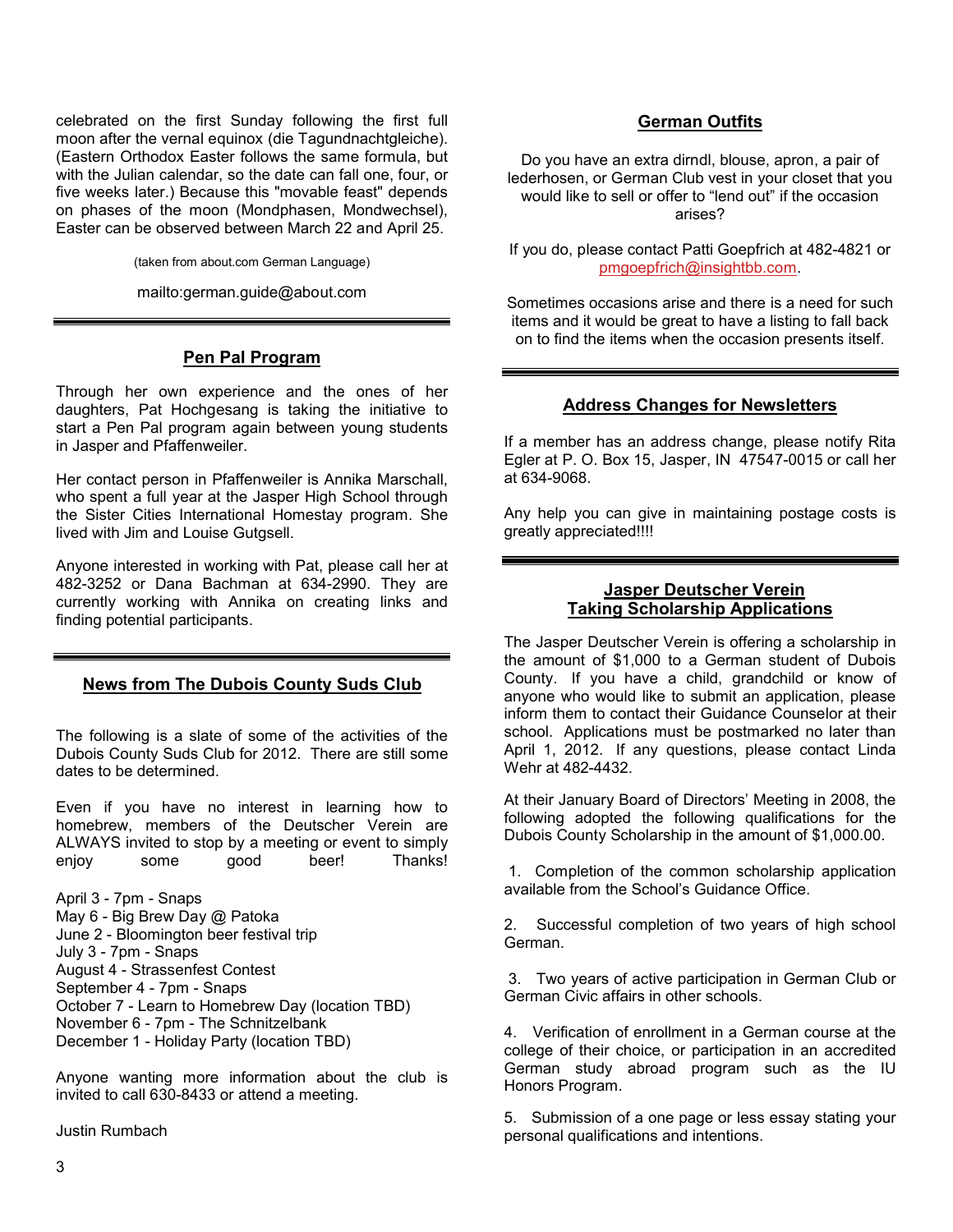celebrated on the first Sunday following the first full moon after the vernal equinox (die Tagundnachtgleiche). (Eastern Orthodox Easter follows the same formula, but with the Julian calendar, so the date can fall one, four, or five weeks later.) Because this "movable feast" depends on phases of the moon (Mondphasen, Mondwechsel), Easter can be observed between March 22 and April 25.

(taken from about.com German Language)

mailto:german.guide@about.com

## Pen Pal Program

Through her own experience and the ones of her daughters, Pat Hochgesang is taking the initiative to start a Pen Pal program again between young students in Jasper and Pfaffenweiler.

Her contact person in Pfaffenweiler is Annika Marschall, who spent a full year at the Jasper High School through the Sister Cities International Homestay program. She lived with Jim and Louise Gutgsell.

Anyone interested in working with Pat, please call her at 482-3252 or Dana Bachman at 634-2990. They are currently working with Annika on creating links and finding potential participants.

## News from The Dubois County Suds Club

The following is a slate of some of the activities of the Dubois County Suds Club for 2012. There are still some dates to be determined.

Even if you have no interest in learning how to homebrew, members of the Deutscher Verein are ALWAYS invited to stop by a meeting or event to simply enjoy some good beer! Thanks!

April 3 - 7pm - Snaps
May 6 - Big Brew Day @ Patoka
June 2 - Bloomington beer festival trip
July 3 - 7pm - Snaps
August 4 - Strassenfest Contest
September 4 - 7pm - Snaps
October 7 - Learn to Homebrew Day (location TBD)
November 6 - 7pm - The Schnitzelbank
December 1 - Holiday Party (location TBD)

Anyone wanting more information about the club is invited to call 630-8433 or attend a meeting.

Justin Rumbach

## German Outfits

Do you have an extra dirndl, blouse, apron, a pair of lederhosen, or German Club vest in your closet that you would like to sell or offer to "lend out" if the occasion arises?

If you do, please contact Patti Goepfrich at 482-4821 or pmgoepfrich@insightbb.com.

Sometimes occasions arise and there is a need for such items and it would be great to have a listing to fall back on to find the items when the occasion presents itself.

## Address Changes for Newsletters

If a member has an address change, please notify Rita Egler at P. O. Box 15, Jasper, IN 47547-0015 or call her at 634-9068.

Any help you can give in maintaining postage costs is greatly appreciated!!!!

## Jasper Deutscher Verein Taking Scholarship Applications

The Jasper Deutscher Verein is offering a scholarship in the amount of $1,000 to a German student of Dubois County. If you have a child, grandchild or know of anyone who would like to submit an application, please inform them to contact their Guidance Counselor at their school. Applications must be postmarked no later than April 1, 2012. If any questions, please contact Linda Wehr at 482-4432.

At their January Board of Directors' Meeting in 2008, the following adopted the following qualifications for the Dubois County Scholarship in the amount of $1,000.00.

1. Completion of the common scholarship application available from the School's Guidance Office.
2. Successful completion of two years of high school German.
3. Two years of active participation in German Club or German Civic affairs in other schools.
4. Verification of enrollment in a German course at the college of their choice, or participation in an accredited German study abroad program such as the IU Honors Program.
5. Submission of a one page or less essay stating your personal qualifications and intentions.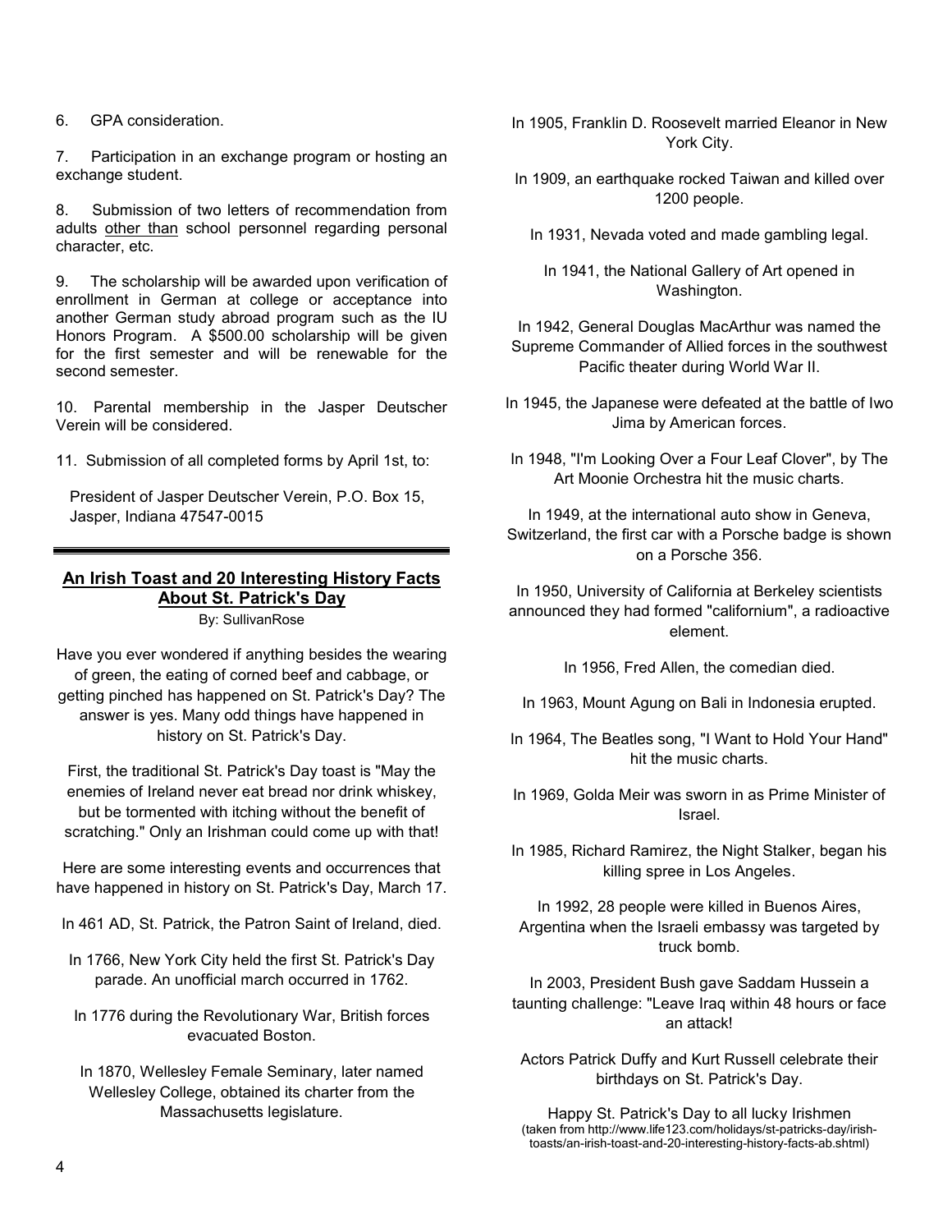6. GPA consideration.

7. Participation in an exchange program or hosting an exchange student.

8. Submission of two letters of recommendation from adults other than school personnel regarding personal character, etc.

9. The scholarship will be awarded upon verification of enrollment in German at college or acceptance into another German study abroad program such as the IU Honors Program. A $500.00 scholarship will be given for the first semester and will be renewable for the second semester.

10. Parental membership in the Jasper Deutscher Verein will be considered.

11. Submission of all completed forms by April 1st, to:

President of Jasper Deutscher Verein, P.O. Box 15, Jasper, Indiana 47547-0015

---

## An Irish Toast and 20 Interesting History Facts About St. Patrick's Day

By: SullivanRose

Have you ever wondered if anything besides the wearing of green, the eating of corned beef and cabbage, or getting pinched has happened on St. Patrick's Day? The answer is yes. Many odd things have happened in history on St. Patrick's Day.

First, the traditional St. Patrick's Day toast is "May the enemies of Ireland never eat bread nor drink whiskey, but be tormented with itching without the benefit of scratching." Only an Irishman could come up with that!

Here are some interesting events and occurrences that have happened in history on St. Patrick's Day, March 17.

In 461 AD, St. Patrick, the Patron Saint of Ireland, died.

In 1766, New York City held the first St. Patrick's Day parade. An unofficial march occurred in 1762.

In 1776 during the Revolutionary War, British forces evacuated Boston.

In 1870, Wellesley Female Seminary, later named Wellesley College, obtained its charter from the Massachusetts legislature.

In 1905, Franklin D. Roosevelt married Eleanor in New York City.

In 1909, an earthquake rocked Taiwan and killed over 1200 people.

In 1931, Nevada voted and made gambling legal.

In 1941, the National Gallery of Art opened in Washington.

In 1942, General Douglas MacArthur was named the Supreme Commander of Allied forces in the southwest Pacific theater during World War II.

In 1945, the Japanese were defeated at the battle of Iwo Jima by American forces.

In 1948, "I'm Looking Over a Four Leaf Clover", by The Art Moonie Orchestra hit the music charts.

In 1949, at the international auto show in Geneva, Switzerland, the first car with a Porsche badge is shown on a Porsche 356.

In 1950, University of California at Berkeley scientists announced they had formed "californium", a radioactive element.

In 1956, Fred Allen, the comedian died.

In 1963, Mount Agung on Bali in Indonesia erupted.

In 1964, The Beatles song, "I Want to Hold Your Hand" hit the music charts.

In 1969, Golda Meir was sworn in as Prime Minister of Israel.

In 1985, Richard Ramirez, the Night Stalker, began his killing spree in Los Angeles.

In 1992, 28 people were killed in Buenos Aires, Argentina when the Israeli embassy was targeted by truck bomb.

In 2003, President Bush gave Saddam Hussein a taunting challenge: "Leave Iraq within 48 hours or face an attack!

Actors Patrick Duffy and Kurt Russell celebrate their birthdays on St. Patrick's Day.

Happy St. Patrick's Day to all lucky Irishmen

(taken from http://www.life123.com/holidays/st-patricks-day/irish-toasts/an-irish-toast-and-20-interesting-history-facts-ab.shtml)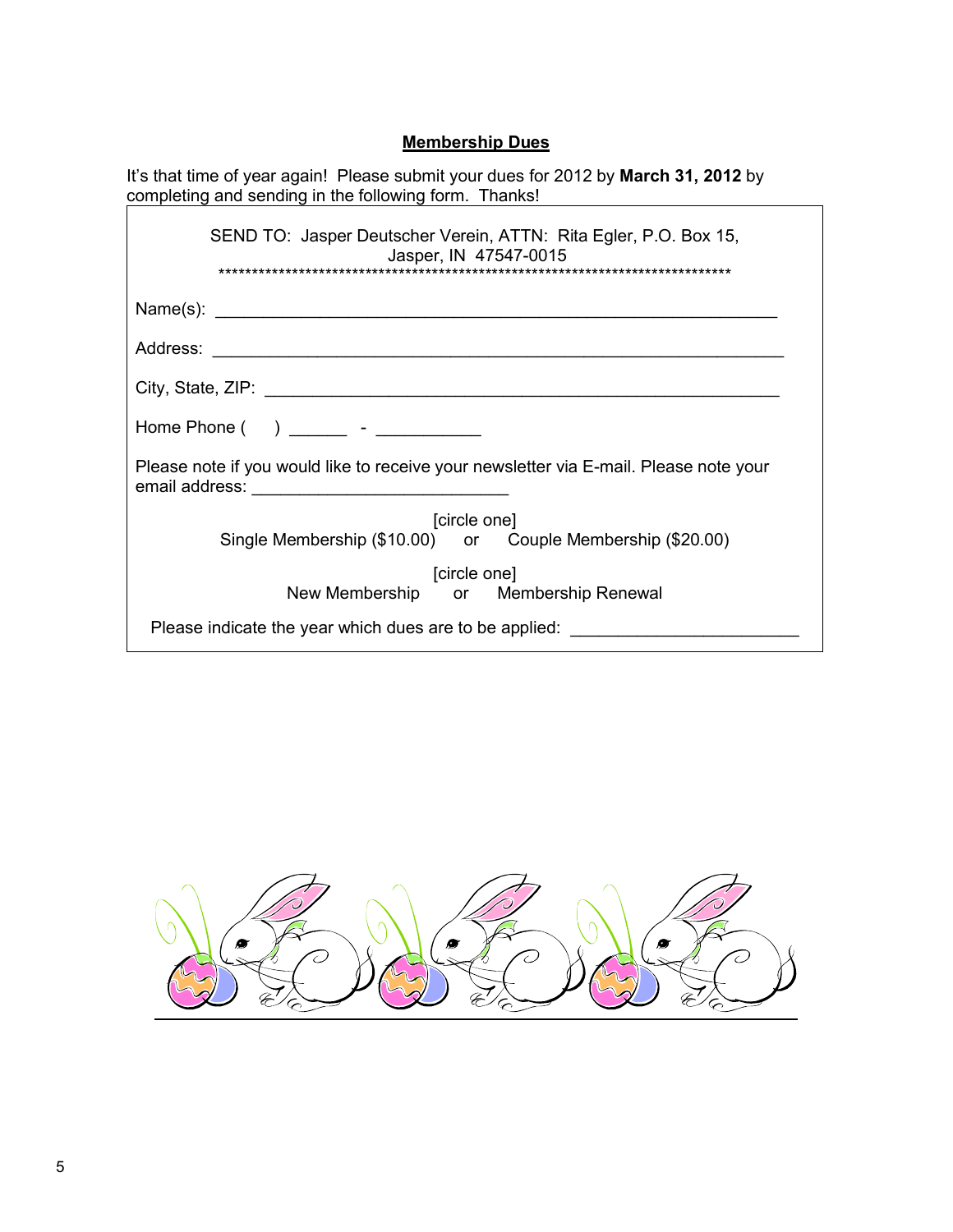## Membership Dues

It's that time of year again! Please submit your dues for 2012 by **March 31, 2012** by completing and sending in the following form. Thanks!

SEND TO: Jasper Deutscher Verein, ATTN: Rita Egler, P.O. Box 15, Jasper, IN 47547-0015

********************************************************************************

Name(s): ____________________________________________________________

Address: _____________________________________________________________

City, State, ZIP: _______________________________________________________

Home Phone ( ) ______ - ___________

Please note if you would like to receive your newsletter via E-mail. Please note your email address: ___________________________

[circle one]
Single Membership ($10.00) or Couple Membership ($20.00)

[circle one]
New Membership or Membership Renewal

Please indicate the year which dues are to be applied: ________________________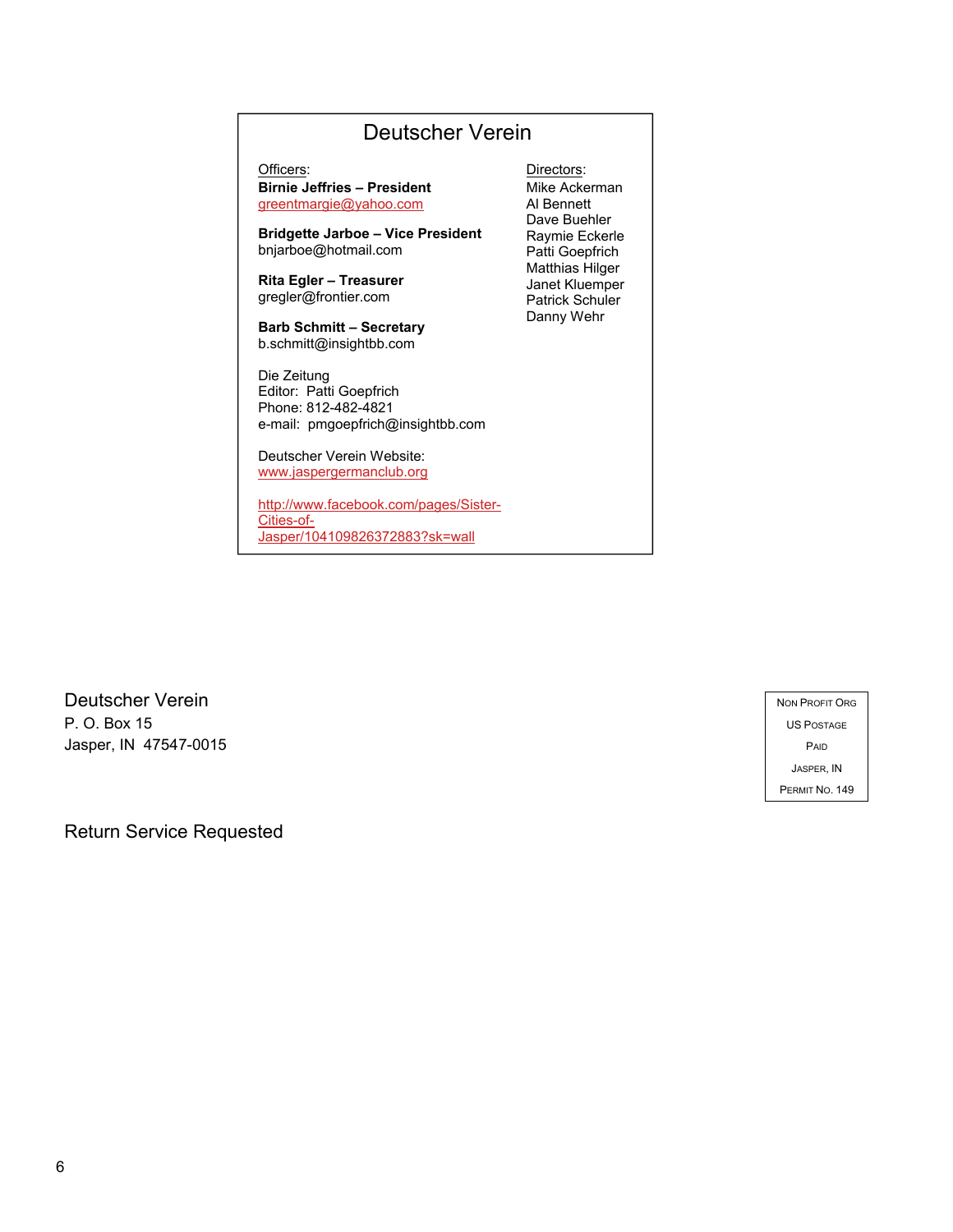## Deutscher Verein

Officers:

**Birnie Jeffries – President**
greentmargie@yahoo.com

**Bridgette Jarboe – Vice President**
bnjarboe@hotmail.com

**Rita Egler – Treasurer**
gregler@frontier.com

**Barb Schmitt – Secretary**
b.schmitt@insightbb.com

Die Zeitung
Editor: Patti Goepfrich
Phone: 812-482-4821
e-mail: pmgoepfrich@insightbb.com

Deutscher Verein Website:
www.jaspergermanclub.org

http://www.facebook.com/pages/Sister-Cities-of-Jasper/104109826372883?sk=wall

Directors:

Mike Ackerman
Al Bennett
Dave Buehler
Raymie Eckerle
Patti Goepfrich
Matthias Hilger
Janet Kluemper
Patrick Schuler
Danny Wehr

Deutscher Verein
P. O. Box 15
Jasper, IN 47547-0015

NON PROFIT ORG
US POSTAGE
PAID
JASPER, IN
PERMIT NO. 149

Return Service Requested